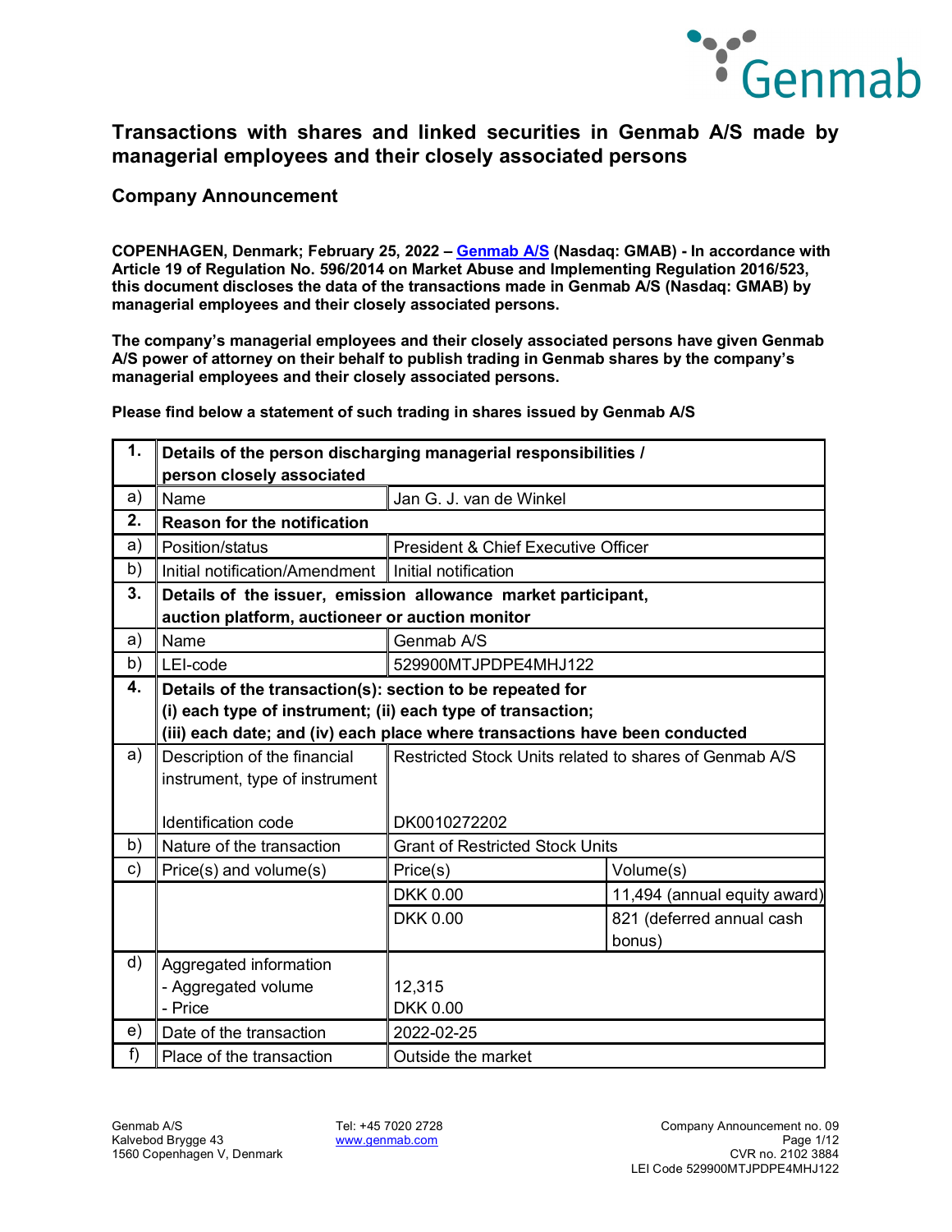# Transactions with shares and linked securities in Genmab A/S made by managerial employees and their closely associated persons

## Company Announcement

**COPENHAGEN, Denmark; February 25, 2022 – Genmab A/S (Nasdaq: GMAB) - In accordance with Article 19 of Regulation No. 596/2014 on Market Abuse and Implementing Regulation 2016/523, this document discloses the data of the transactions made in Genmab A/S (Nasdaq: GMAB) by managerial employees and their closely associated persons.**

**The company's managerial employees and their closely associated persons have given Genmab A/S power of attorney on their behalf to publish trading in Genmab shares by the company's managerial employees and their closely associated persons.**

**Please find below a statement of such trading in shares issued by Genmab A/S**

| **1.** | **Details of the person discharging managerial responsibilities / person closely associated** | | |
|---|---|---|---|
| a) | Name | Jan G. J. van de Winkel | |
| **2.** | **Reason for the notification** | | |
| a) | Position/status | President & Chief Executive Officer | |
| b) | Initial notification/Amendment | Initial notification | |
| **3.** | **Details of the issuer, emission allowance market participant, auction platform, auctioneer or auction monitor** | | |
| a) | Name | Genmab A/S | |
| b) | LEI-code | 529900MTJPDPE4MHJ122 | |
| **4.** | **Details of the transaction(s): section to be repeated for (i) each type of instrument; (ii) each type of transaction; (iii) each date; and (iv) each place where transactions have been conducted** | | |
| a) | Description of the financial instrument, type of instrument<br><br>Identification code | Restricted Stock Units related to shares of Genmab A/S<br><br>DK0010272202 | |
| b) | Nature of the transaction | Grant of Restricted Stock Units | |
| c) | Price(s) and volume(s) | Price(s) | Volume(s) |
| | | DKK 0.00 | 11,494 (annual equity award) |
| | | DKK 0.00 | 821 (deferred annual cash bonus) |
| d) | Aggregated information<br>- Aggregated volume<br>- Price | <br>12,315<br>DKK 0.00 | |
| e) | Date of the transaction | 2022-02-25 | |
| f) | Place of the transaction | Outside the market | |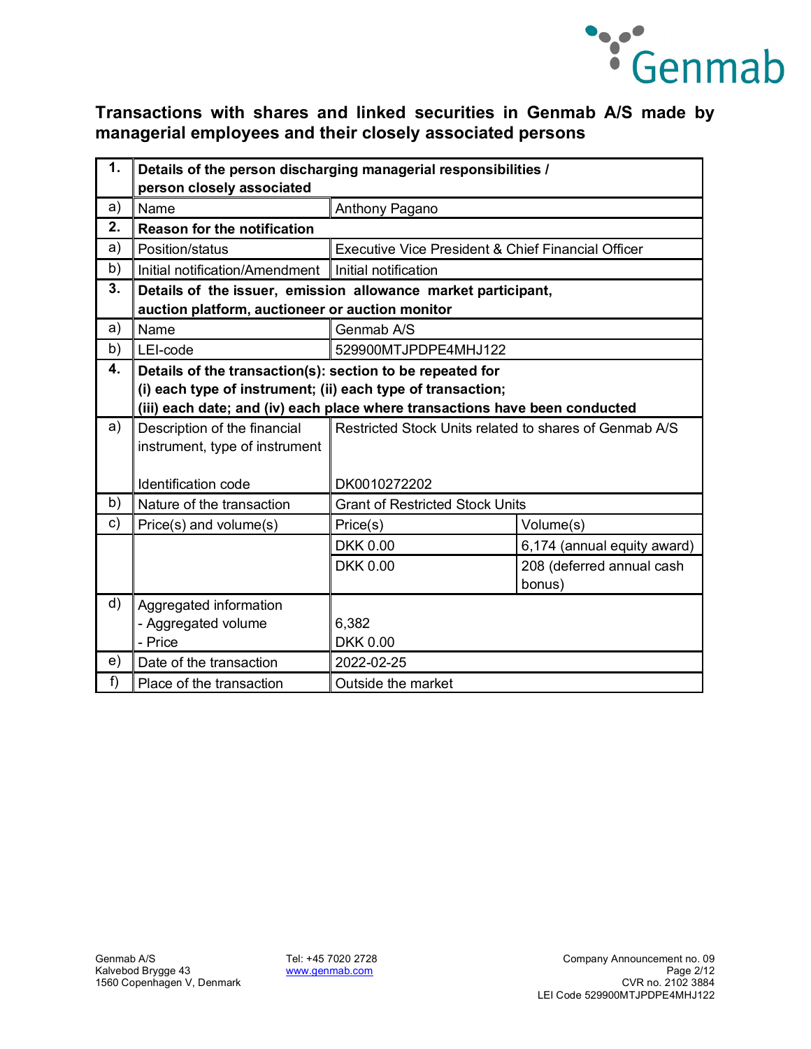## Transactions with shares and linked securities in Genmab A/S made by managerial employees and their closely associated persons

| 1. | Details of the person discharging managerial responsibilities / person closely associated | | |
|---|---|---|---|
| a) | Name | Anthony Pagano | |
| **2.** | **Reason for the notification** | | |
| a) | Position/status | Executive Vice President & Chief Financial Officer | |
| b) | Initial notification/Amendment | Initial notification | |
| **3.** | **Details of the issuer, emission allowance market participant, auction platform, auctioneer or auction monitor** | | |
| a) | Name | Genmab A/S | |
| b) | LEI-code | 529900MTJPDPE4MHJ122 | |
| **4.** | **Details of the transaction(s): section to be repeated for (i) each type of instrument; (ii) each type of transaction; (iii) each date; and (iv) each place where transactions have been conducted** | | |
| a) | Description of the financial instrument, type of instrument<br><br>Identification code | Restricted Stock Units related to shares of Genmab A/S<br><br>DK0010272202 | |
| b) | Nature of the transaction | Grant of Restricted Stock Units | |
| c) | Price(s) and volume(s) | Price(s) | Volume(s) |
| | | DKK 0.00 | 6,174 (annual equity award) |
| | | DKK 0.00 | 208 (deferred annual cash bonus) |
| d) | Aggregated information<br>- Aggregated volume<br>- Price | <br>6,382<br>DKK 0.00 | |
| e) | Date of the transaction | 2022-02-25 | |
| f) | Place of the transaction | Outside the market | |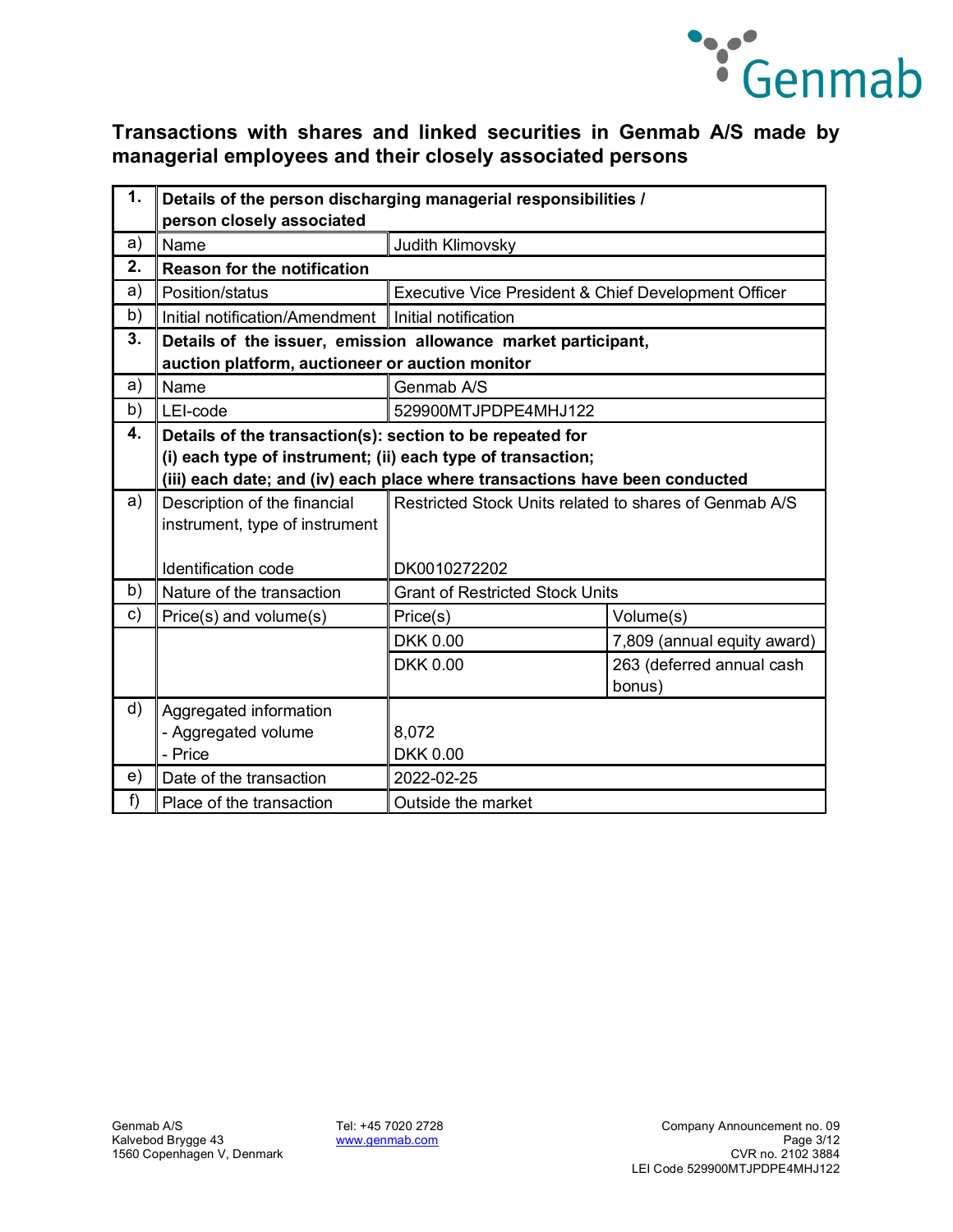## Transactions with shares and linked securities in Genmab A/S made by managerial employees and their closely associated persons

| 1. | Details of the person discharging managerial responsibilities / person closely associated | | |
|---|---|---|---|
| a) | Name | Judith Klimovsky | |
| 2. | **Reason for the notification** | | |
| a) | Position/status | Executive Vice President & Chief Development Officer | |
| b) | Initial notification/Amendment | Initial notification | |
| 3. | **Details of the issuer, emission allowance market participant, auction platform, auctioneer or auction monitor** | | |
| a) | Name | Genmab A/S | |
| b) | LEI-code | 529900MTJPDPE4MHJ122 | |
| 4. | **Details of the transaction(s): section to be repeated for (i) each type of instrument; (ii) each type of transaction; (iii) each date; and (iv) each place where transactions have been conducted** | | |
| a) | Description of the financial instrument, type of instrument<br><br>Identification code | Restricted Stock Units related to shares of Genmab A/S<br><br>DK0010272202 | |
| b) | Nature of the transaction | Grant of Restricted Stock Units | |
| c) | Price(s) and volume(s) | Price(s) | Volume(s) |
| | | DKK 0.00 | 7,809 (annual equity award) |
| | | DKK 0.00 | 263 (deferred annual cash bonus) |
| d) | Aggregated information<br>- Aggregated volume<br>- Price | <br>8,072<br>DKK 0.00 | |
| e) | Date of the transaction | 2022-02-25 | |
| f) | Place of the transaction | Outside the market | |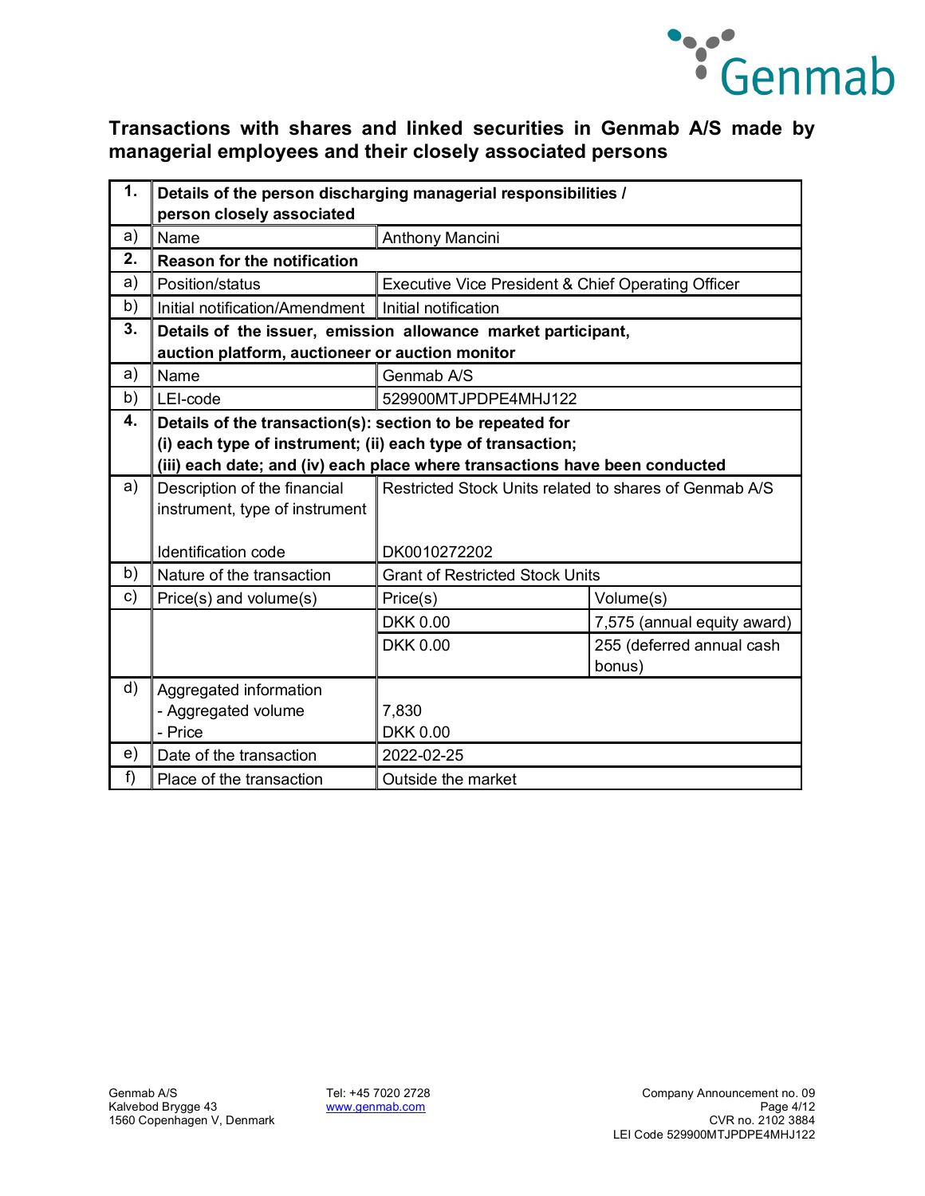## Transactions with shares and linked securities in Genmab A/S made by managerial employees and their closely associated persons

| | | | |
|---|---|---|---|
| **1.** | **Details of the person discharging managerial responsibilities / person closely associated** | | |
| a) | Name | Anthony Mancini | |
| **2.** | **Reason for the notification** | | |
| a) | Position/status | Executive Vice President & Chief Operating Officer | |
| b) | Initial notification/Amendment | Initial notification | |
| **3.** | **Details of the issuer, emission allowance market participant, auction platform, auctioneer or auction monitor** | | |
| a) | Name | Genmab A/S | |
| b) | LEI-code | 529900MTJPDPE4MHJ122 | |
| **4.** | **Details of the transaction(s): section to be repeated for (i) each type of instrument; (ii) each type of transaction; (iii) each date; and (iv) each place where transactions have been conducted** | | |
| a) | Description of the financial instrument, type of instrument<br><br>Identification code | Restricted Stock Units related to shares of Genmab A/S<br><br>DK0010272202 | |
| b) | Nature of the transaction | Grant of Restricted Stock Units | |
| c) | Price(s) and volume(s) | Price(s) | Volume(s) |
| | | DKK 0.00 | 7,575 (annual equity award) |
| | | DKK 0.00 | 255 (deferred annual cash bonus) |
| d) | Aggregated information<br>- Aggregated volume<br>- Price | <br>7,830<br>DKK 0.00 | |
| e) | Date of the transaction | 2022-02-25 | |
| f) | Place of the transaction | Outside the market | |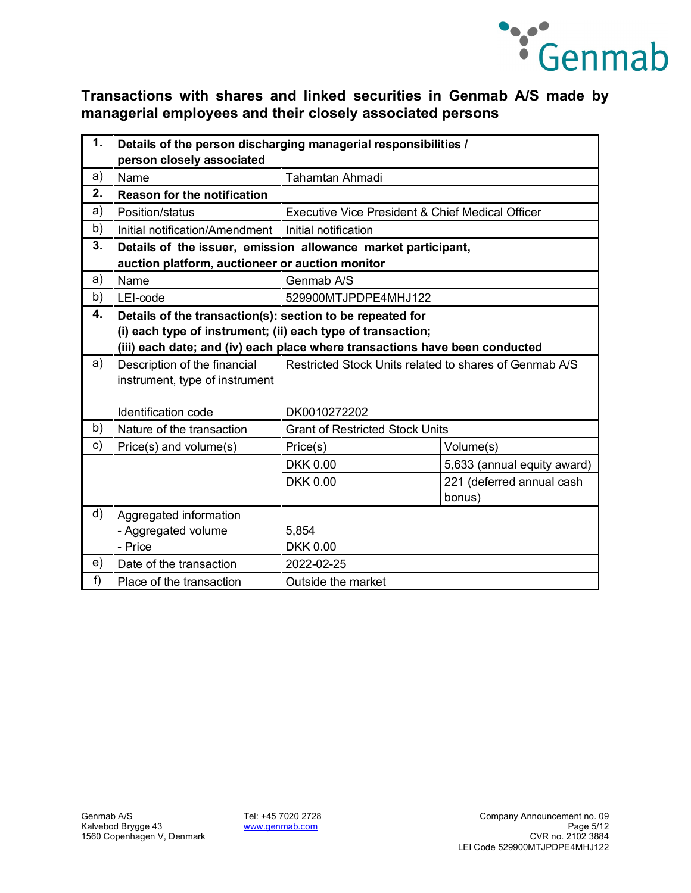## Transactions with shares and linked securities in Genmab A/S made by managerial employees and their closely associated persons

| 1. | Details of the person discharging managerial responsibilities / person closely associated | | |
|---|---|---|---|
| a) | Name | Tahamtan Ahmadi | |
| **2.** | **Reason for the notification** | | |
| a) | Position/status | Executive Vice President & Chief Medical Officer | |
| b) | Initial notification/Amendment | Initial notification | |
| **3.** | **Details of the issuer, emission allowance market participant, auction platform, auctioneer or auction monitor** | | |
| a) | Name | Genmab A/S | |
| b) | LEI-code | 529900MTJPDPE4MHJ122 | |
| **4.** | **Details of the transaction(s): section to be repeated for (i) each type of instrument; (ii) each type of transaction; (iii) each date; and (iv) each place where transactions have been conducted** | | |
| a) | Description of the financial instrument, type of instrument<br><br>Identification code | Restricted Stock Units related to shares of Genmab A/S<br><br>DK0010272202 | |
| b) | Nature of the transaction | Grant of Restricted Stock Units | |
| c) | Price(s) and volume(s) | Price(s) | Volume(s) |
| | | DKK 0.00 | 5,633 (annual equity award) |
| | | DKK 0.00 | 221 (deferred annual cash bonus) |
| d) | Aggregated information<br>- Aggregated volume<br>- Price | 5,854<br>DKK 0.00 | |
| e) | Date of the transaction | 2022-02-25 | |
| f) | Place of the transaction | Outside the market | |

Genmab A/S
Kalvebod Brygge 43
1560 Copenhagen V, Denmark

Tel: +45 7020 2728
www.genmab.com

Company Announcement no. 09
CVR no. 2102 3884
LEI Code 529900MTJPDPE4MHJ122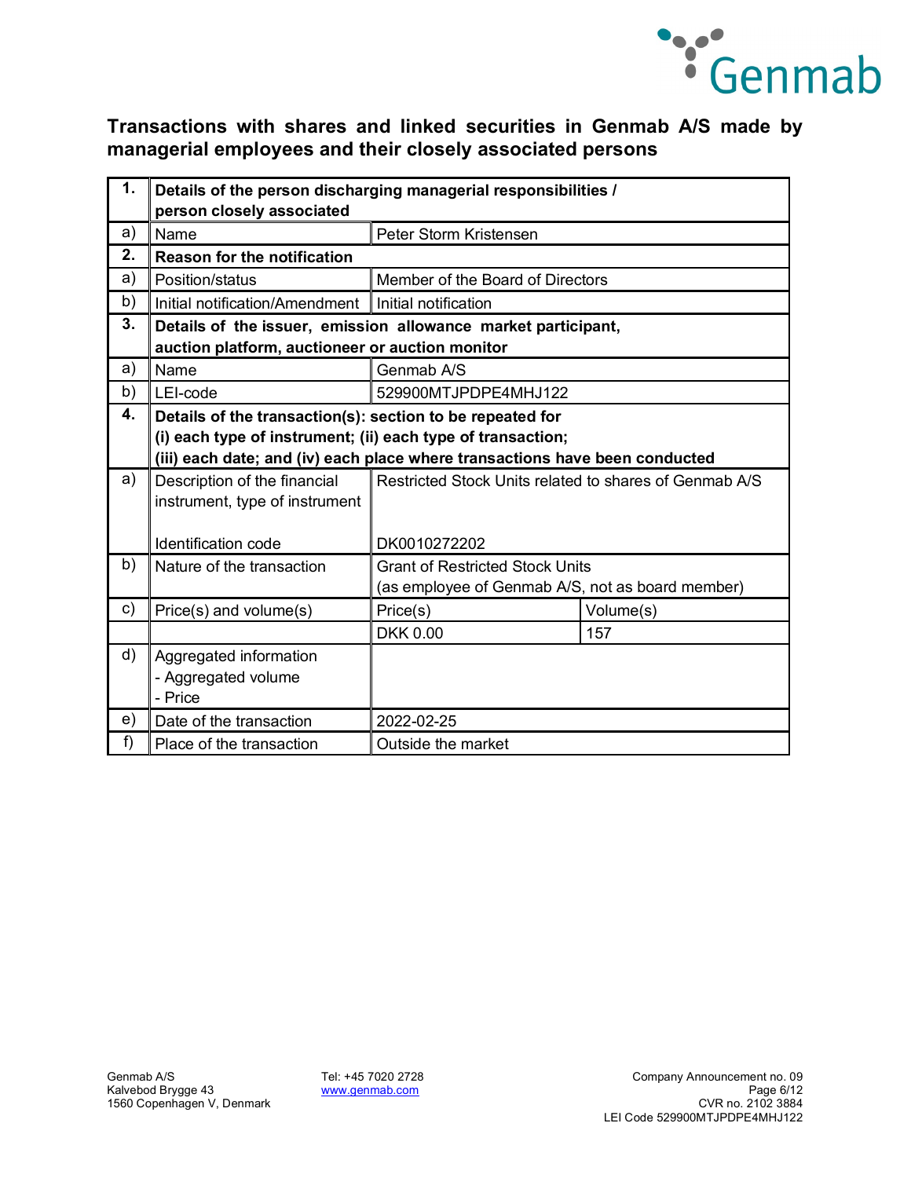## Transactions with shares and linked securities in Genmab A/S made by managerial employees and their closely associated persons

| 1. | Details of the person discharging managerial responsibilities / person closely associated | | |
|---|---|---|---|
| a) | Name | Peter Storm Kristensen | |
| 2. | **Reason for the notification** | | |
| a) | Position/status | Member of the Board of Directors | |
| b) | Initial notification/Amendment | Initial notification | |
| 3. | **Details of the issuer, emission allowance market participant, auction platform, auctioneer or auction monitor** | | |
| a) | Name | Genmab A/S | |
| b) | LEI-code | 529900MTJPDPE4MHJ122 | |
| 4. | **Details of the transaction(s): section to be repeated for (i) each type of instrument; (ii) each type of transaction; (iii) each date; and (iv) each place where transactions have been conducted** | | |
| a) | Description of the financial instrument, type of instrument<br><br>Identification code | Restricted Stock Units related to shares of Genmab A/S<br><br>DK0010272202 | |
| b) | Nature of the transaction | Grant of Restricted Stock Units (as employee of Genmab A/S, not as board member) | |
| c) | Price(s) and volume(s) | Price(s) | Volume(s) |
| | | DKK 0.00 | 157 |
| d) | Aggregated information<br>- Aggregated volume<br>- Price | | |
| e) | Date of the transaction | 2022-02-25 | |
| f) | Place of the transaction | Outside the market | |

Genmab A/S
Kalvebod Brygge 43
1560 Copenhagen V, Denmark

Tel: +45 7020 2728
www.genmab.com

Company Announcement no. 09
CVR no. 2102 3884
LEI Code 529900MTJPDPE4MHJ122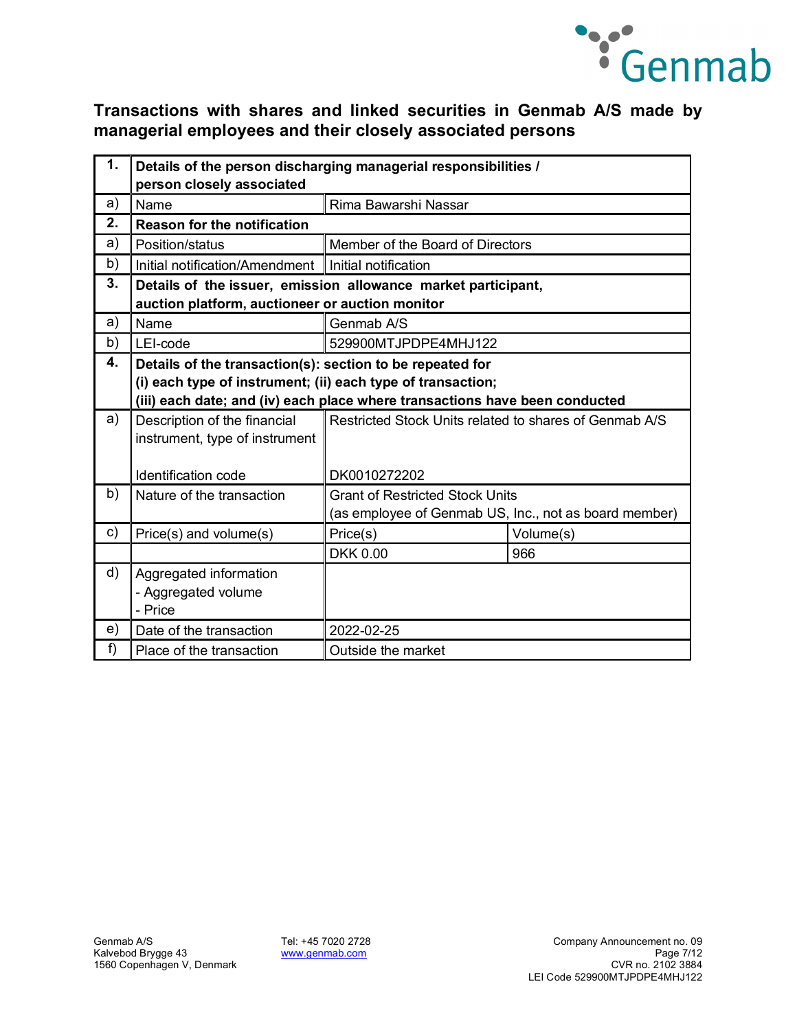## Transactions with shares and linked securities in Genmab A/S made by managerial employees and their closely associated persons

| | | | |
|---|---|---|---|
| **1.** | **Details of the person discharging managerial responsibilities / person closely associated** | | |
| a) | Name | Rima Bawarshi Nassar | |
| **2.** | **Reason for the notification** | | |
| a) | Position/status | Member of the Board of Directors | |
| b) | Initial notification/Amendment | Initial notification | |
| **3.** | **Details of the issuer, emission allowance market participant, auction platform, auctioneer or auction monitor** | | |
| a) | Name | Genmab A/S | |
| b) | LEI-code | 529900MTJPDPE4MHJ122 | |
| **4.** | **Details of the transaction(s): section to be repeated for (i) each type of instrument; (ii) each type of transaction; (iii) each date; and (iv) each place where transactions have been conducted** | | |
| a) | Description of the financial instrument, type of instrument<br><br>Identification code | Restricted Stock Units related to shares of Genmab A/S<br><br>DK0010272202 | |
| b) | Nature of the transaction | Grant of Restricted Stock Units (as employee of Genmab US, Inc., not as board member) | |
| c) | Price(s) and volume(s) | Price(s) | Volume(s) |
| | | DKK 0.00 | 966 |
| d) | Aggregated information<br>- Aggregated volume<br>- Price | | |
| e) | Date of the transaction | 2022-02-25 | |
| f) | Place of the transaction | Outside the market | |

Genmab A/S
Kalvebod Brygge 43
1560 Copenhagen V, Denmark

Tel: +45 7020 2728
www.genmab.com

Company Announcement no. 09
CVR no. 2102 3884
LEI Code 529900MTJPDPE4MHJ122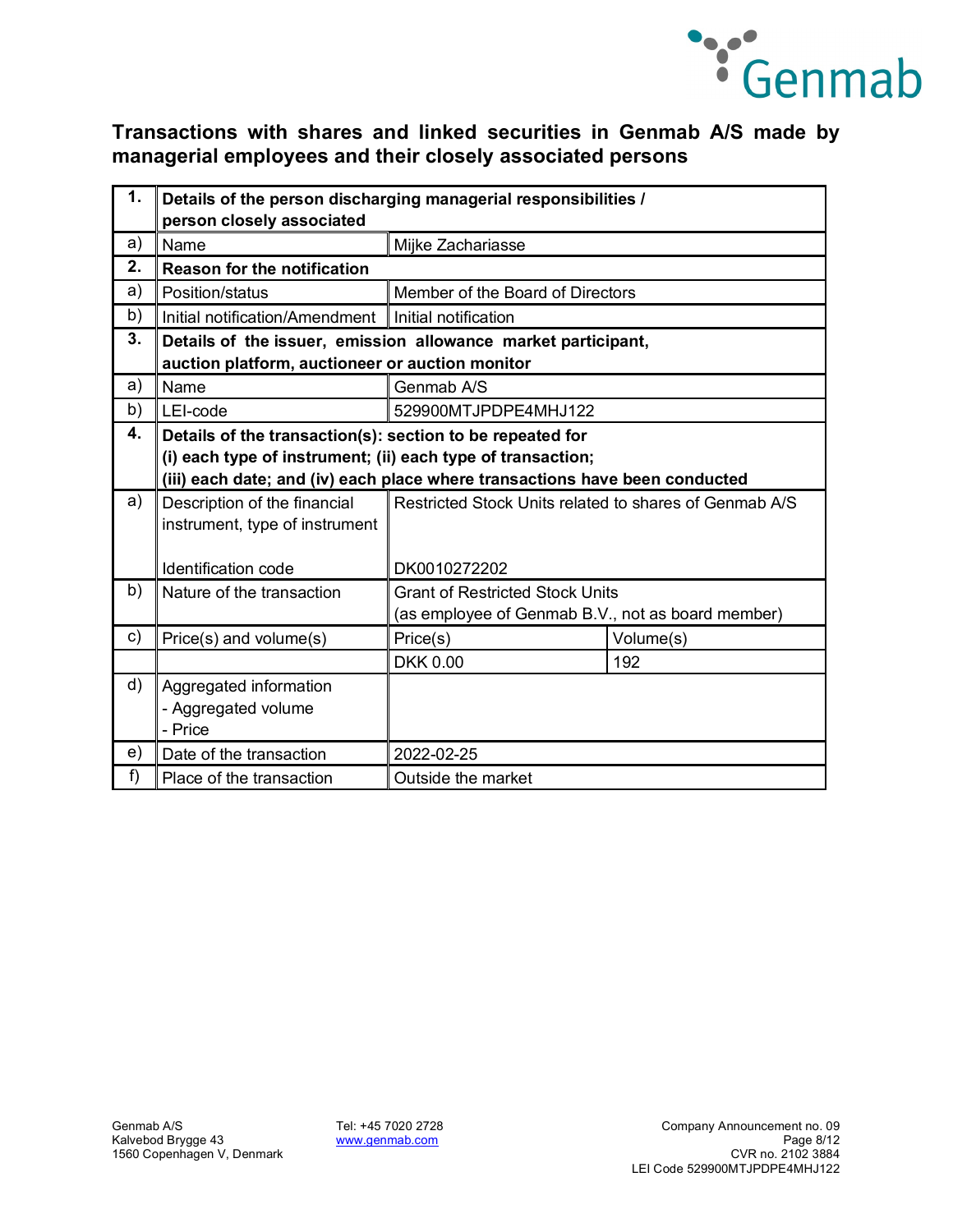## Transactions with shares and linked securities in Genmab A/S made by managerial employees and their closely associated persons

| 1. | Details of the person discharging managerial responsibilities / person closely associated | | |
|---|---|---|---|
| a) | Name | Mijke Zachariasse | |
| **2.** | **Reason for the notification** | | |
| a) | Position/status | Member of the Board of Directors | |
| b) | Initial notification/Amendment | Initial notification | |
| **3.** | **Details of the issuer, emission allowance market participant, auction platform, auctioneer or auction monitor** | | |
| a) | Name | Genmab A/S | |
| b) | LEI-code | 529900MTJPDPE4MHJ122 | |
| **4.** | **Details of the transaction(s): section to be repeated for (i) each type of instrument; (ii) each type of transaction; (iii) each date; and (iv) each place where transactions have been conducted** | | |
| a) | Description of the financial instrument, type of instrument<br><br>Identification code | Restricted Stock Units related to shares of Genmab A/S<br><br>DK0010272202 | |
| b) | Nature of the transaction | Grant of Restricted Stock Units (as employee of Genmab B.V., not as board member) | |
| c) | Price(s) and volume(s) | Price(s) | Volume(s) |
| | | DKK 0.00 | 192 |
| d) | Aggregated information<br>- Aggregated volume<br>- Price | | |
| e) | Date of the transaction | 2022-02-25 | |
| f) | Place of the transaction | Outside the market | |

Genmab A/S
Kalvebod Brygge 43
1560 Copenhagen V, Denmark

Tel: +45 7020 2728
www.genmab.com

Company Announcement no. 09
CVR no. 2102 3884
LEI Code 529900MTJPDPE4MHJ122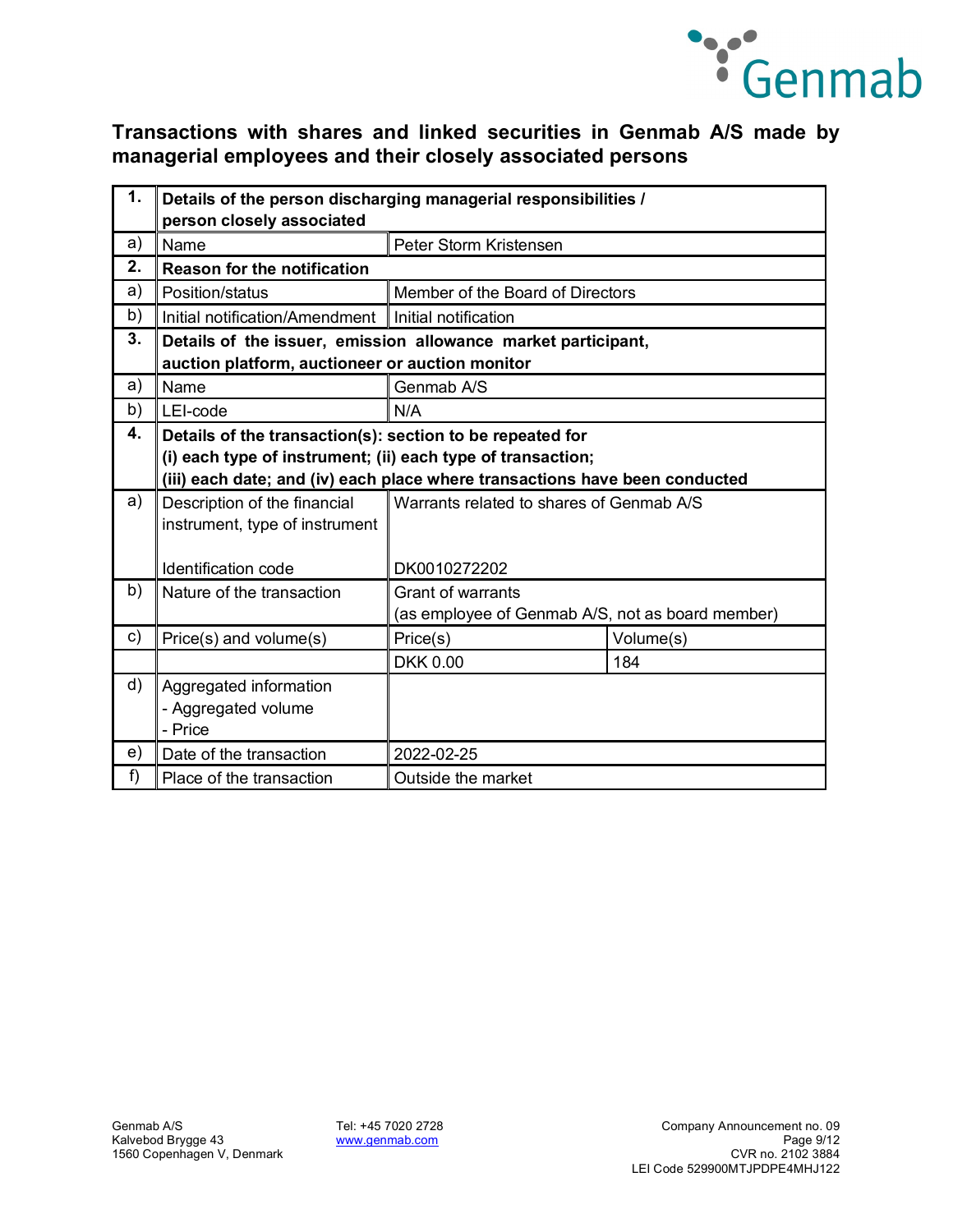## Transactions with shares and linked securities in Genmab A/S made by managerial employees and their closely associated persons

| 1. | Details of the person discharging managerial responsibilities / person closely associated | | |
|---|---|---|---|
| a) | Name | Peter Storm Kristensen | |
| **2.** | **Reason for the notification** | | |
| a) | Position/status | Member of the Board of Directors | |
| b) | Initial notification/Amendment | Initial notification | |
| **3.** | **Details of the issuer, emission allowance market participant, auction platform, auctioneer or auction monitor** | | |
| a) | Name | Genmab A/S | |
| b) | LEI-code | N/A | |
| **4.** | **Details of the transaction(s): section to be repeated for (i) each type of instrument; (ii) each type of transaction; (iii) each date; and (iv) each place where transactions have been conducted** | | |
| a) | Description of the financial instrument, type of instrument<br><br>Identification code | Warrants related to shares of Genmab A/S<br><br>DK0010272202 | |
| b) | Nature of the transaction | Grant of warrants<br>(as employee of Genmab A/S, not as board member) | |
| c) | Price(s) and volume(s) | Price(s) | Volume(s) |
| | | DKK 0.00 | 184 |
| d) | Aggregated information<br>- Aggregated volume<br>- Price | | |
| e) | Date of the transaction | 2022-02-25 | |
| f) | Place of the transaction | Outside the market | |

Genmab A/S
Kalvebod Brygge 43
1560 Copenhagen V, Denmark

Tel: +45 7020 2728
www.genmab.com

Company Announcement no. 09
CVR no. 2102 3884
LEI Code 529900MTJPDPE4MHJ122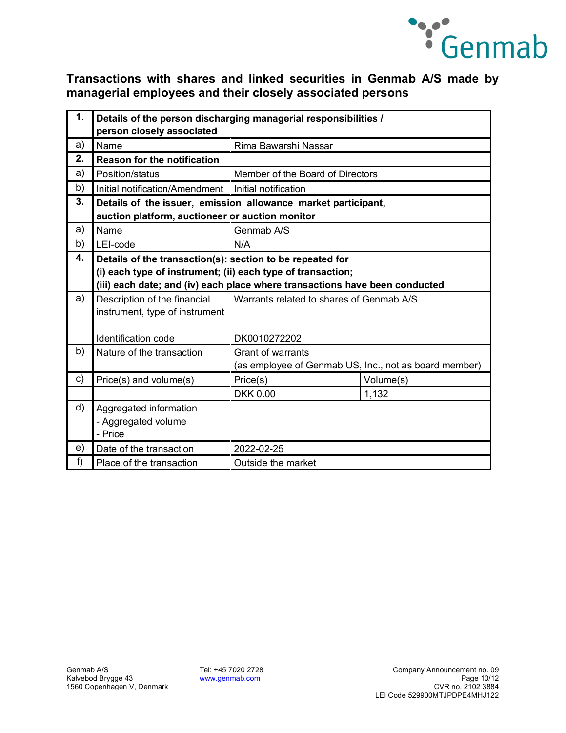## Transactions with shares and linked securities in Genmab A/S made by managerial employees and their closely associated persons

| | | | |
|---|---|---|---|
| **1.** | **Details of the person discharging managerial responsibilities / person closely associated** | | |
| a) | Name | Rima Bawarshi Nassar | |
| **2.** | **Reason for the notification** | | |
| a) | Position/status | Member of the Board of Directors | |
| b) | Initial notification/Amendment | Initial notification | |
| **3.** | **Details of the issuer, emission allowance market participant, auction platform, auctioneer or auction monitor** | | |
| a) | Name | Genmab A/S | |
| b) | LEI-code | N/A | |
| **4.** | **Details of the transaction(s): section to be repeated for (i) each type of instrument; (ii) each type of transaction; (iii) each date; and (iv) each place where transactions have been conducted** | | |
| a) | Description of the financial instrument, type of instrument<br><br>Identification code | Warrants related to shares of Genmab A/S<br><br>DK0010272202 | |
| b) | Nature of the transaction | Grant of warrants<br>(as employee of Genmab US, Inc., not as board member) | |
| c) | Price(s) and volume(s) | Price(s) | Volume(s) |
| | | DKK 0.00 | 1,132 |
| d) | Aggregated information<br>- Aggregated volume<br>- Price | | |
| e) | Date of the transaction | 2022-02-25 | |
| f) | Place of the transaction | Outside the market | |

Genmab A/S
Kalvebod Brygge 43
1560 Copenhagen V, Denmark

Tel: +45 7020 2728
www.genmab.com

Company Announcement no. 09
CVR no. 2102 3884
LEI Code 529900MTJPDPE4MHJ122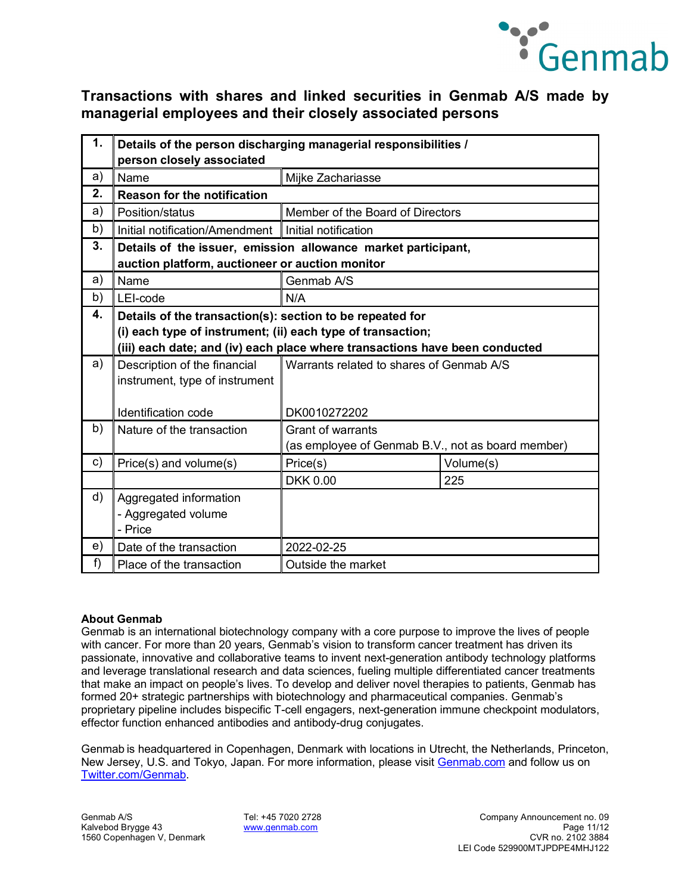## Transactions with shares and linked securities in Genmab A/S made by managerial employees and their closely associated persons

| | | | |
|---|---|---|---|
| **1.** | **Details of the person discharging managerial responsibilities / person closely associated** | | |
| a) | Name | Mijke Zachariasse | |
| **2.** | **Reason for the notification** | | |
| a) | Position/status | Member of the Board of Directors | |
| b) | Initial notification/Amendment | Initial notification | |
| **3.** | **Details of the issuer, emission allowance market participant, auction platform, auctioneer or auction monitor** | | |
| a) | Name | Genmab A/S | |
| b) | LEI-code | N/A | |
| **4.** | **Details of the transaction(s): section to be repeated for (i) each type of instrument; (ii) each type of transaction; (iii) each date; and (iv) each place where transactions have been conducted** | | |
| a) | Description of the financial instrument, type of instrument<br><br>Identification code | Warrants related to shares of Genmab A/S<br><br>DK0010272202 | |
| b) | Nature of the transaction | Grant of warrants<br>(as employee of Genmab B.V., not as board member) | |
| c) | Price(s) and volume(s) | Price(s) | Volume(s) |
| | | DKK 0.00 | 225 |
| d) | Aggregated information<br>- Aggregated volume<br>- Price | | |
| e) | Date of the transaction | 2022-02-25 | |
| f) | Place of the transaction | Outside the market | |

**About Genmab**

Genmab is an international biotechnology company with a core purpose to improve the lives of people with cancer. For more than 20 years, Genmab's vision to transform cancer treatment has driven its passionate, innovative and collaborative teams to invent next-generation antibody technology platforms and leverage translational research and data sciences, fueling multiple differentiated cancer treatments that make an impact on people's lives. To develop and deliver novel therapies to patients, Genmab has formed 20+ strategic partnerships with biotechnology and pharmaceutical companies. Genmab's proprietary pipeline includes bispecific T-cell engagers, next-generation immune checkpoint modulators, effector function enhanced antibodies and antibody-drug conjugates.

Genmab is headquartered in Copenhagen, Denmark with locations in Utrecht, the Netherlands, Princeton, New Jersey, U.S. and Tokyo, Japan. For more information, please visit [Genmab.com](http://www.genmab.com) and follow us on [Twitter.com/Genmab](https://twitter.com/Genmab).

Genmab A/S
Kalvebod Brygge 43
1560 Copenhagen V, Denmark

Tel: +45 7020 2728
www.genmab.com

Company Announcement no. 09
CVR no. 2102 3884
LEI Code 529900MTJPDPE4MHJ122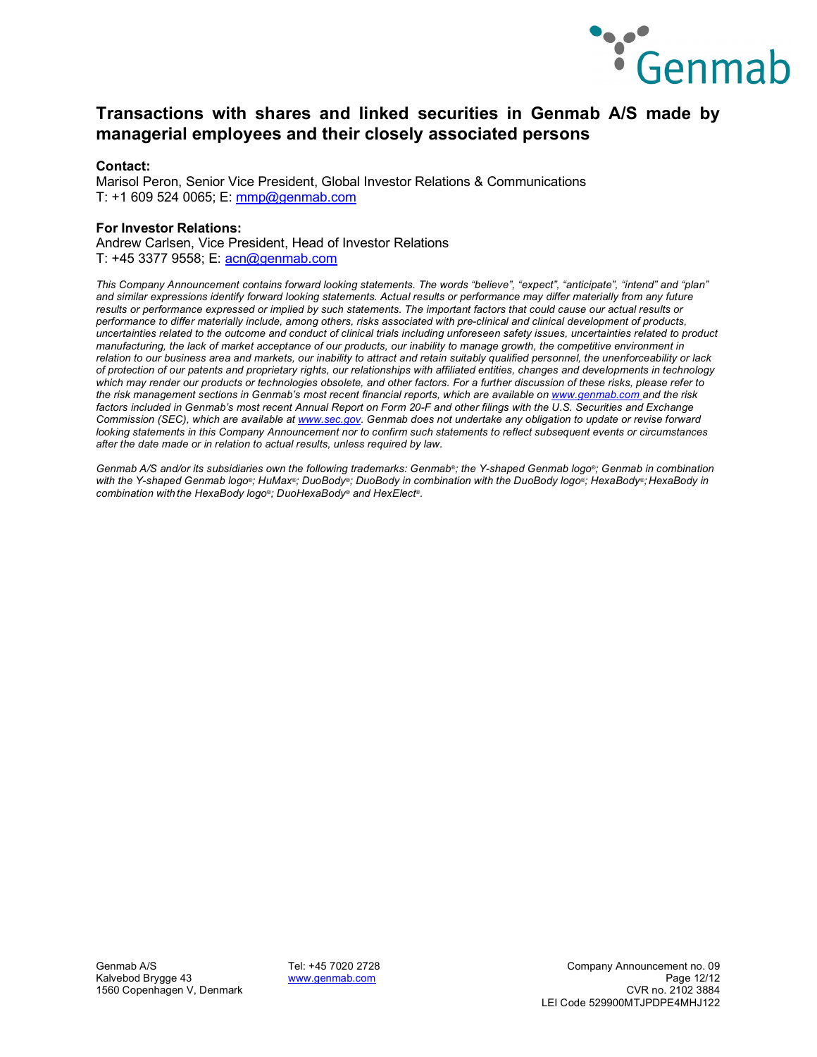## Transactions with shares and linked securities in Genmab A/S made by managerial employees and their closely associated persons

**Contact:**
Marisol Peron, Senior Vice President, Global Investor Relations & Communications
T: +1 609 524 0065; E: mmp@genmab.com

**For Investor Relations:**
Andrew Carlsen, Vice President, Head of Investor Relations
T: +45 3377 9558; E: acn@genmab.com

*This Company Announcement contains forward looking statements. The words "believe", "expect", "anticipate", "intend" and "plan" and similar expressions identify forward looking statements. Actual results or performance may differ materially from any future results or performance expressed or implied by such statements. The important factors that could cause our actual results or performance to differ materially include, among others, risks associated with pre-clinical and clinical development of products, uncertainties related to the outcome and conduct of clinical trials including unforeseen safety issues, uncertainties related to product manufacturing, the lack of market acceptance of our products, our inability to manage growth, the competitive environment in relation to our business area and markets, our inability to attract and retain suitably qualified personnel, the unenforceability or lack of protection of our patents and proprietary rights, our relationships with affiliated entities, changes and developments in technology which may render our products or technologies obsolete, and other factors. For a further discussion of these risks, please refer to the risk management sections in Genmab's most recent financial reports, which are available on www.genmab.com and the risk factors included in Genmab's most recent Annual Report on Form 20-F and other filings with the U.S. Securities and Exchange Commission (SEC), which are available at www.sec.gov. Genmab does not undertake any obligation to update or revise forward looking statements in this Company Announcement nor to confirm such statements to reflect subsequent events or circumstances after the date made or in relation to actual results, unless required by law.*

*Genmab A/S and/or its subsidiaries own the following trademarks: Genmab®; the Y-shaped Genmab logo®; Genmab in combination with the Y-shaped Genmab logo®; HuMax®; DuoBody®; DuoBody in combination with the DuoBody logo®; HexaBody®; HexaBody in combination with the HexaBody logo®; DuoHexaBody® and HexElect®.*

Genmab A/S
Kalvebod Brygge 43
1560 Copenhagen V, Denmark

Tel: +45 7020 2728
www.genmab.com

Company Announcement no. 09
CVR no. 2102 3884
LEI Code 529900MTJPDPE4MHJ122